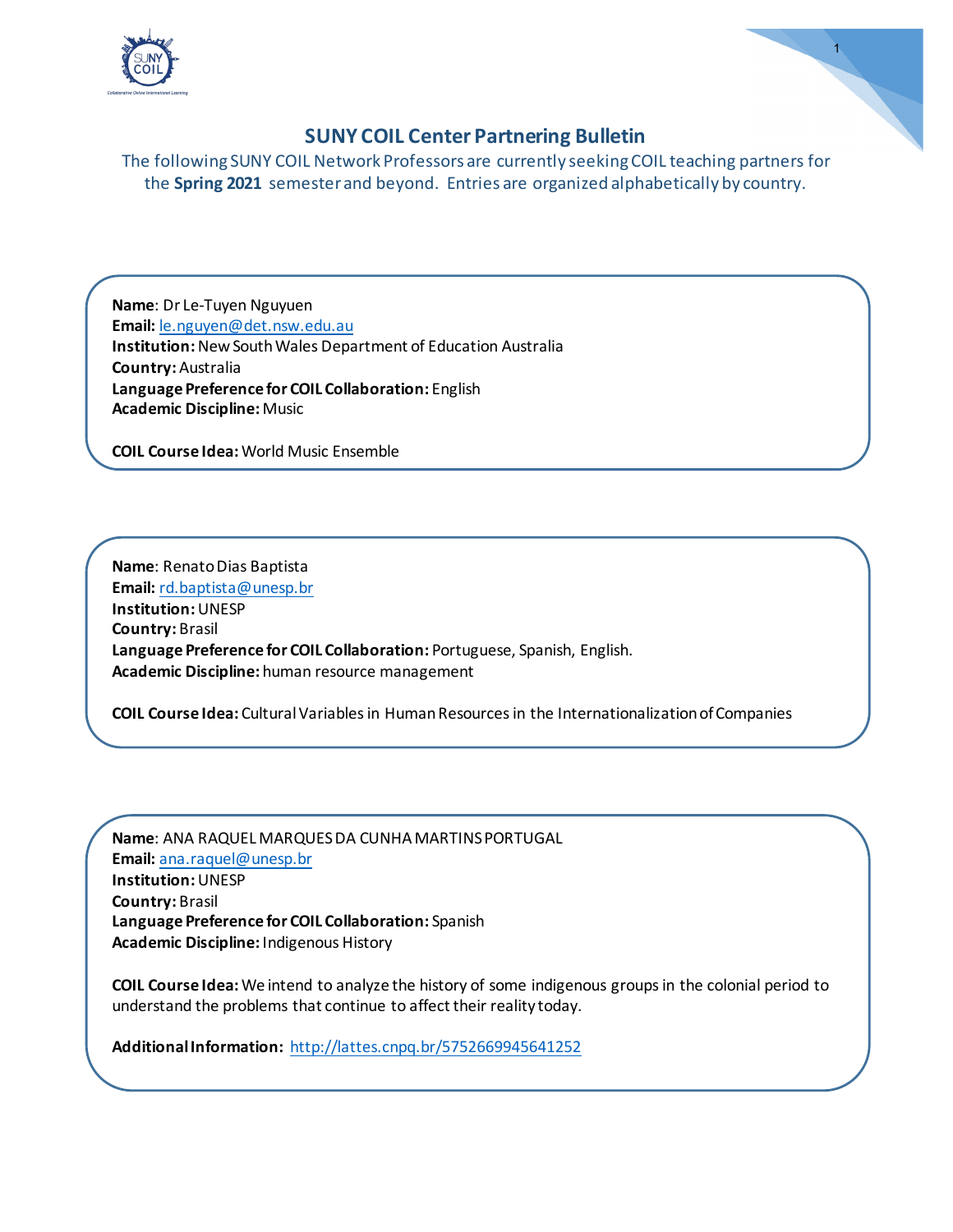# SUNY COIL Center Partnering Bulletin

The following SUNY COIL Network Professors are currently seeking COIL teaching partners for the **Spring 2021** semester and beyond. Entries are organized alphabetically by country.

**Name**: Dr Le-Tuyen Nguyuen
**Email:** le.nguyen@det.nsw.edu.au
**Institution:** New South Wales Department of Education Australia
**Country:** Australia
**Language Preference for COIL Collaboration:** English
**Academic Discipline:** Music

**COIL Course Idea:** World Music Ensemble

---

**Name**: Renato Dias Baptista
**Email:** rd.baptista@unesp.br
**Institution:** UNESP
**Country:** Brasil
**Language Preference for COIL Collaboration:** Portuguese, Spanish, English.
**Academic Discipline:** human resource management

**COIL Course Idea:** Cultural Variables in Human Resources in the Internationalization of Companies

---

**Name**: ANA RAQUEL MARQUES DA CUNHA MARTINS PORTUGAL
**Email:** ana.raquel@unesp.br
**Institution:** UNESP
**Country:** Brasil
**Language Preference for COIL Collaboration:** Spanish
**Academic Discipline:** Indigenous History

**COIL Course Idea:** We intend to analyze the history of some indigenous groups in the colonial period to understand the problems that continue to affect their reality today.

**Additional Information:** http://lattes.cnpq.br/5752669945641252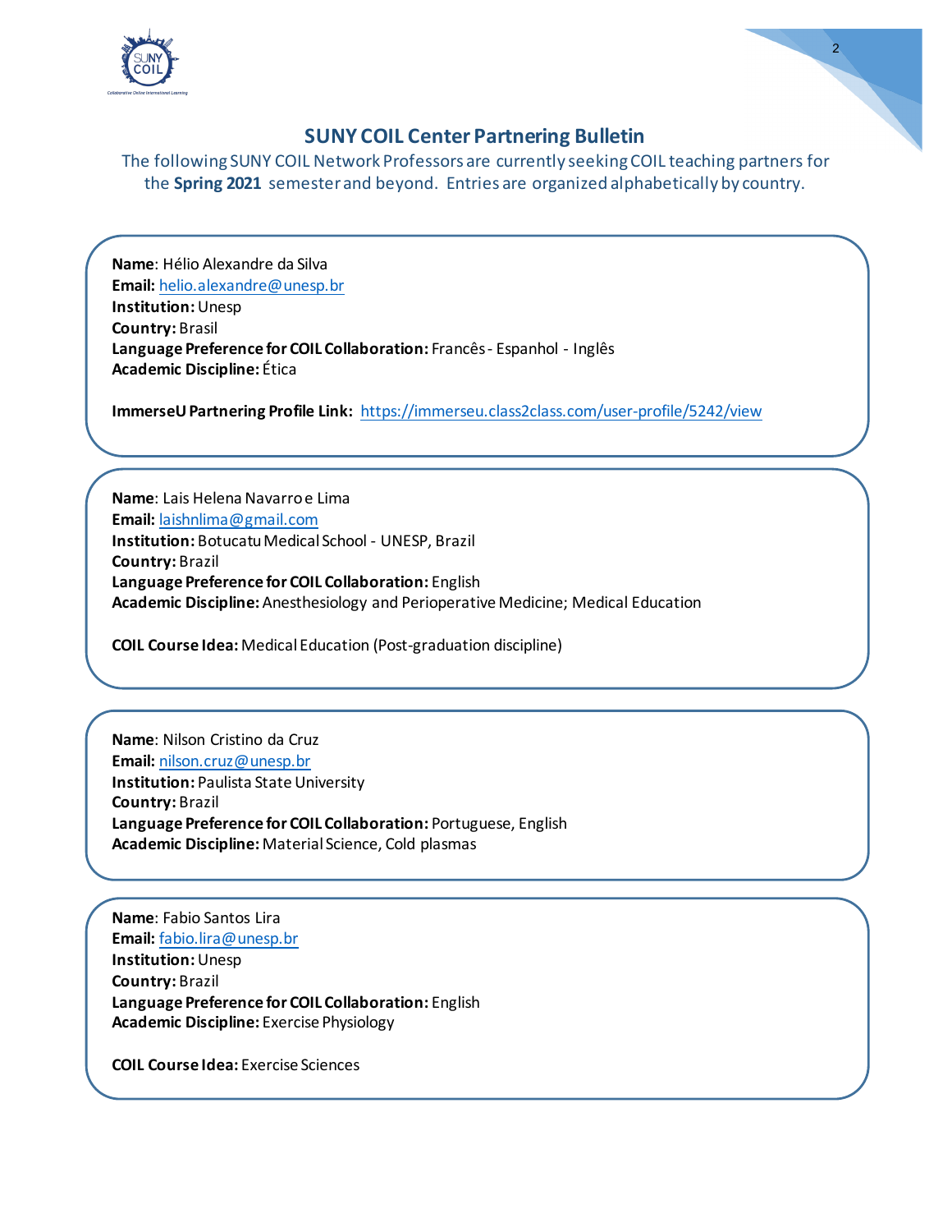## SUNY COIL Center Partnering Bulletin

The following SUNY COIL Network Professors are currently seeking COIL teaching partners for the **Spring 2021** semester and beyond. Entries are organized alphabetically by country.

**Name**: Hélio Alexandre da Silva
**Email:** helio.alexandre@unesp.br
**Institution:** Unesp
**Country:** Brasil
**Language Preference for COIL Collaboration:** Francês - Espanhol - Inglês
**Academic Discipline:** Ética

**ImmerseU Partnering Profile Link:** https://immerseu.class2class.com/user-profile/5242/view

---

**Name**: Lais Helena Navarro e Lima
**Email:** laishnlima@gmail.com
**Institution:** Botucatu Medical School - UNESP, Brazil
**Country:** Brazil
**Language Preference for COIL Collaboration:** English
**Academic Discipline:** Anesthesiology and Perioperative Medicine; Medical Education

**COIL Course Idea:** Medical Education (Post-graduation discipline)

---

**Name**: Nilson Cristino da Cruz
**Email:** nilson.cruz@unesp.br
**Institution:** Paulista State University
**Country:** Brazil
**Language Preference for COIL Collaboration:** Portuguese, English
**Academic Discipline:** Material Science, Cold plasmas

---

**Name**: Fabio Santos Lira
**Email:** fabio.lira@unesp.br
**Institution:** Unesp
**Country:** Brazil
**Language Preference for COIL Collaboration:** English
**Academic Discipline:** Exercise Physiology

**COIL Course Idea:** Exercise Sciences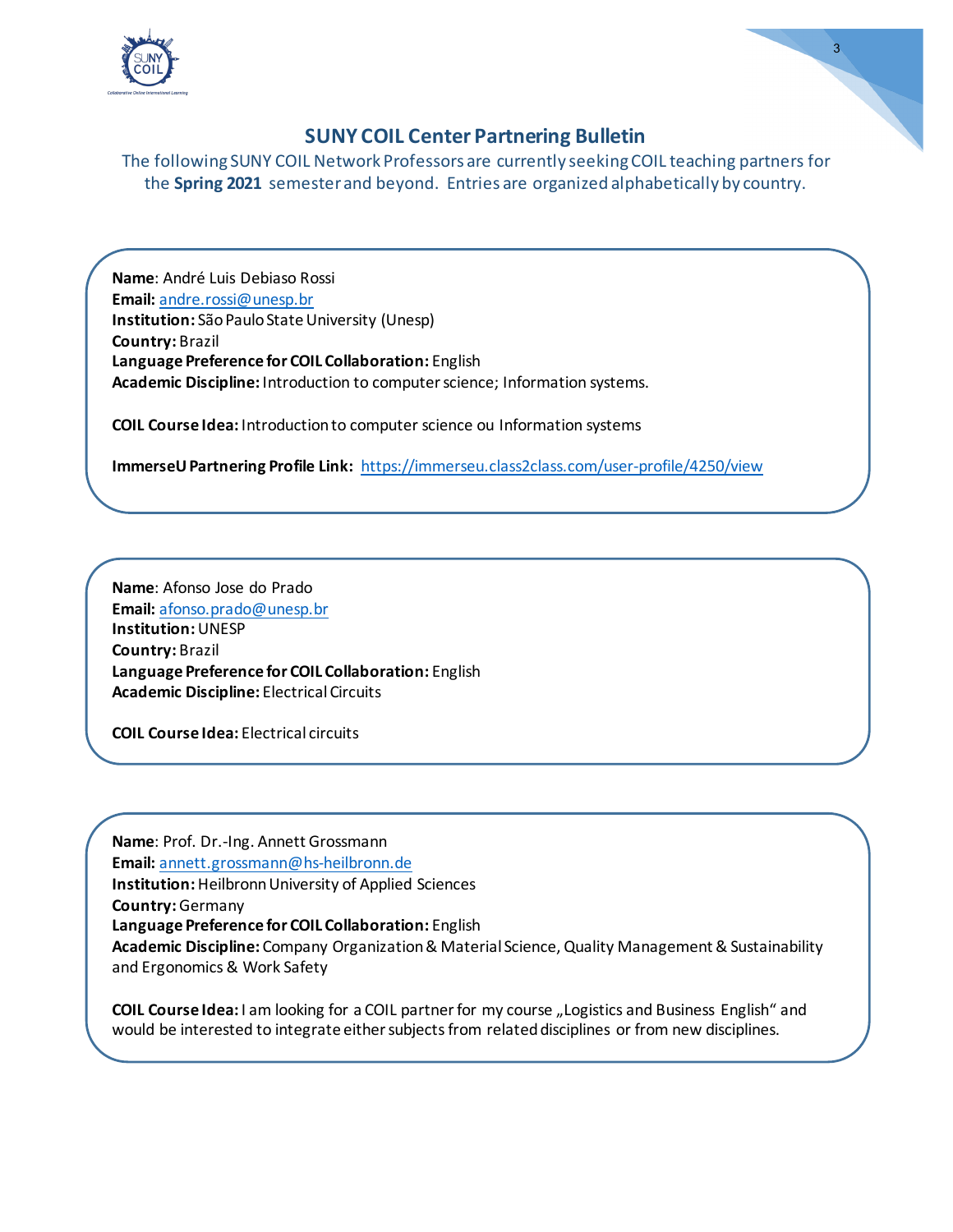## SUNY COIL Center Partnering Bulletin

The following SUNY COIL Network Professors are currently seeking COIL teaching partners for the **Spring 2021** semester and beyond. Entries are organized alphabetically by country.

**Name**: André Luis Debiaso Rossi
**Email:** andre.rossi@unesp.br
**Institution:** São Paulo State University (Unesp)
**Country:** Brazil
**Language Preference for COIL Collaboration:** English
**Academic Discipline:** Introduction to computer science; Information systems.

**COIL Course Idea:** Introduction to computer science ou Information systems

**ImmerseU Partnering Profile Link:** https://immerseu.class2class.com/user-profile/4250/view

**Name**: Afonso Jose do Prado
**Email:** afonso.prado@unesp.br
**Institution:** UNESP
**Country:** Brazil
**Language Preference for COIL Collaboration:** English
**Academic Discipline:** Electrical Circuits

**COIL Course Idea:** Electrical circuits

**Name**: Prof. Dr.-Ing. Annett Grossmann
**Email:** annett.grossmann@hs-heilbronn.de
**Institution:** Heilbronn University of Applied Sciences
**Country:** Germany
**Language Preference for COIL Collaboration:** English
**Academic Discipline:** Company Organization & Material Science, Quality Management & Sustainability and Ergonomics & Work Safety

**COIL Course Idea:** I am looking for a COIL partner for my course „Logistics and Business English“ and would be interested to integrate either subjects from related disciplines or from new disciplines.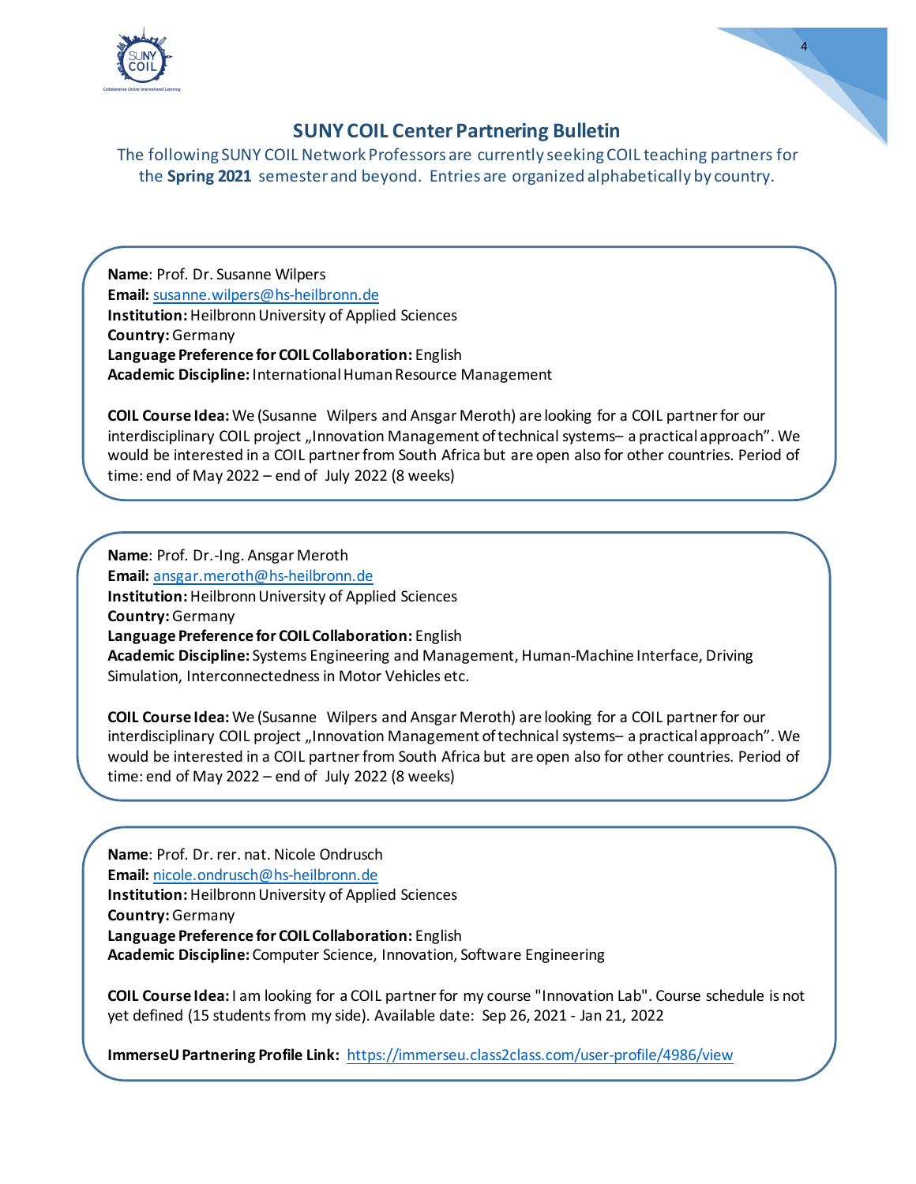## SUNY COIL Center Partnering Bulletin

The following SUNY COIL Network Professors are currently seeking COIL teaching partners for the **Spring 2021** semester and beyond. Entries are organized alphabetically by country.

**Name**: Prof. Dr. Susanne Wilpers
**Email:** susanne.wilpers@hs-heilbronn.de
**Institution:** Heilbronn University of Applied Sciences
**Country:** Germany
**Language Preference for COIL Collaboration:** English
**Academic Discipline:** International Human Resource Management

**COIL Course Idea:** We (Susanne Wilpers and Ansgar Meroth) are looking for a COIL partner for our interdisciplinary COIL project „Innovation Management of technical systems– a practical approach". We would be interested in a COIL partner from South Africa but are open also for other countries. Period of time: end of May 2022 – end of July 2022 (8 weeks)

**Name**: Prof. Dr.-Ing. Ansgar Meroth
**Email:** ansgar.meroth@hs-heilbronn.de
**Institution:** Heilbronn University of Applied Sciences
**Country:** Germany
**Language Preference for COIL Collaboration:** English
**Academic Discipline:** Systems Engineering and Management, Human-Machine Interface, Driving Simulation, Interconnectedness in Motor Vehicles etc.

**COIL Course Idea:** We (Susanne Wilpers and Ansgar Meroth) are looking for a COIL partner for our interdisciplinary COIL project „Innovation Management of technical systems– a practical approach". We would be interested in a COIL partner from South Africa but are open also for other countries. Period of time: end of May 2022 – end of July 2022 (8 weeks)

**Name**: Prof. Dr. rer. nat. Nicole Ondrusch
**Email:** nicole.ondrusch@hs-heilbronn.de
**Institution:** Heilbronn University of Applied Sciences
**Country:** Germany
**Language Preference for COIL Collaboration:** English
**Academic Discipline:** Computer Science, Innovation, Software Engineering

**COIL Course Idea:** I am looking for a COIL partner for my course "Innovation Lab". Course schedule is not yet defined (15 students from my side). Available date: Sep 26, 2021 - Jan 21, 2022

**ImmerseU Partnering Profile Link:** https://immerseu.class2class.com/user-profile/4986/view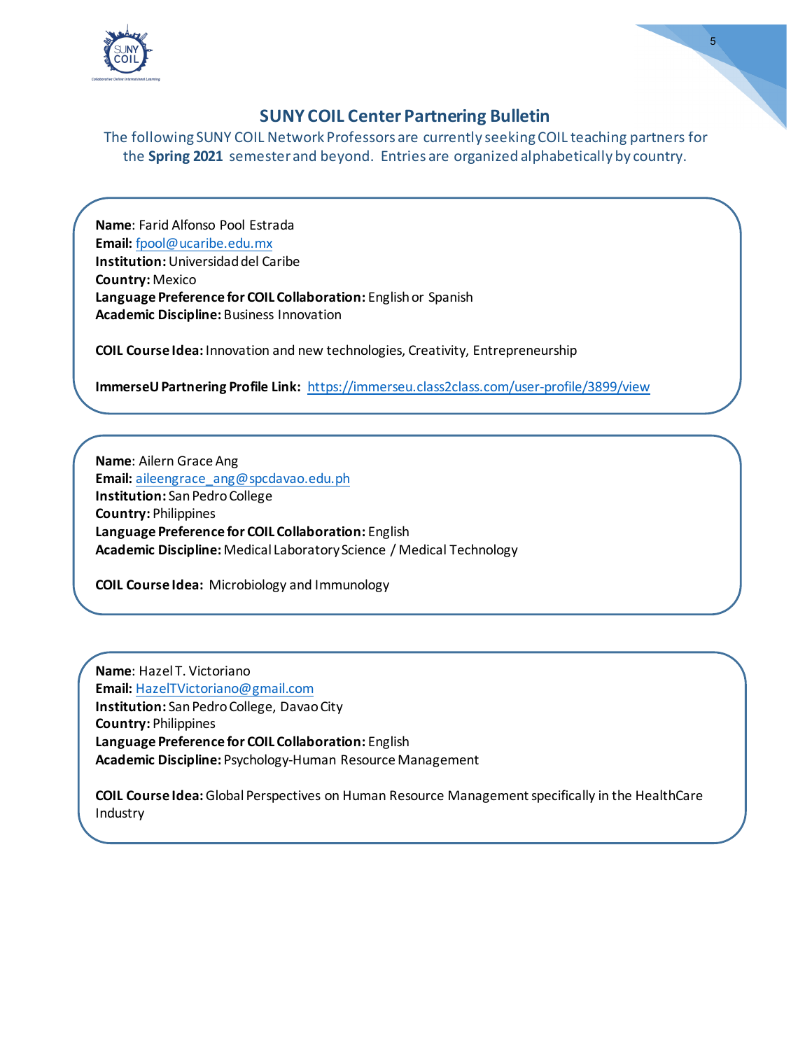## SUNY COIL Center Partnering Bulletin

The following SUNY COIL Network Professors are currently seeking COIL teaching partners for the **Spring 2021** semester and beyond. Entries are organized alphabetically by country.

**Name**: Farid Alfonso Pool Estrada
**Email:** fpool@ucaribe.edu.mx
**Institution:** Universidad del Caribe
**Country:** Mexico
**Language Preference for COIL Collaboration:** English or Spanish
**Academic Discipline:** Business Innovation

**COIL Course Idea:** Innovation and new technologies, Creativity, Entrepreneurship

**ImmerseU Partnering Profile Link:** https://immerseu.class2class.com/user-profile/3899/view

---

**Name**: Ailern Grace Ang
**Email:** aileengrace_ang@spcdavao.edu.ph
**Institution:** San Pedro College
**Country:** Philippines
**Language Preference for COIL Collaboration:** English
**Academic Discipline:** Medical Laboratory Science / Medical Technology

**COIL Course Idea:** Microbiology and Immunology

---

**Name**: Hazel T. Victoriano
**Email:** HazelTVictoriano@gmail.com
**Institution:** San Pedro College, Davao City
**Country:** Philippines
**Language Preference for COIL Collaboration:** English
**Academic Discipline:** Psychology-Human Resource Management

**COIL Course Idea:** Global Perspectives on Human Resource Management specifically in the HealthCare Industry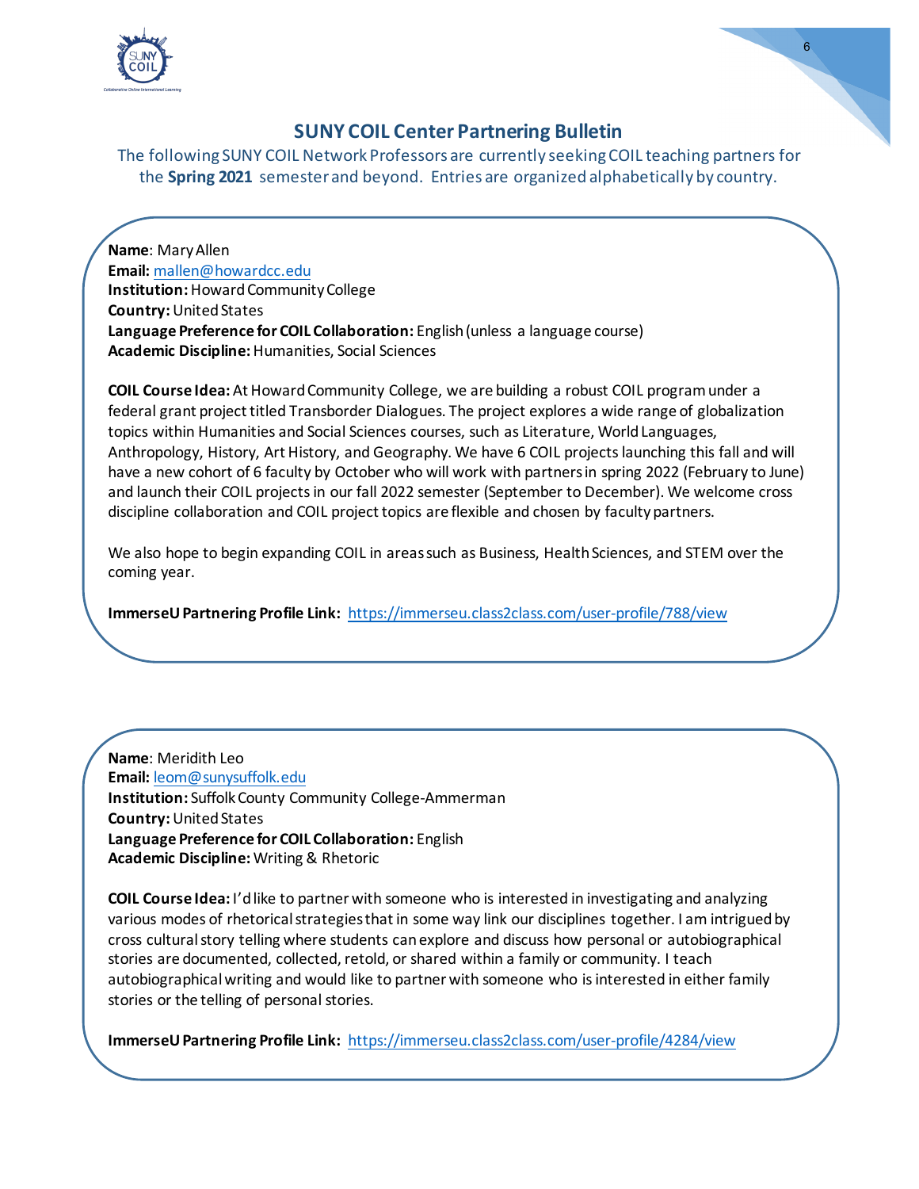## SUNY COIL Center Partnering Bulletin

The following SUNY COIL Network Professors are currently seeking COIL teaching partners for the **Spring 2021** semester and beyond. Entries are organized alphabetically by country.

**Name**: Mary Allen
**Email:** mallen@howardcc.edu
**Institution:** Howard Community College
**Country:** United States
**Language Preference for COIL Collaboration:** English (unless a language course)
**Academic Discipline:** Humanities, Social Sciences

**COIL Course Idea:** At Howard Community College, we are building a robust COIL program under a federal grant project titled Transborder Dialogues. The project explores a wide range of globalization topics within Humanities and Social Sciences courses, such as Literature, World Languages, Anthropology, History, Art History, and Geography. We have 6 COIL projects launching this fall and will have a new cohort of 6 faculty by October who will work with partners in spring 2022 (February to June) and launch their COIL projects in our fall 2022 semester (September to December). We welcome cross discipline collaboration and COIL project topics are flexible and chosen by faculty partners.

We also hope to begin expanding COIL in areas such as Business, Health Sciences, and STEM over the coming year.

**ImmerseU Partnering Profile Link:** https://immerseu.class2class.com/user-profile/788/view

**Name**: Meridith Leo
**Email:** leom@sunysuffolk.edu
**Institution:** Suffolk County Community College-Ammerman
**Country:** United States
**Language Preference for COIL Collaboration:** English
**Academic Discipline:** Writing & Rhetoric

**COIL Course Idea:** I'd like to partner with someone who is interested in investigating and analyzing various modes of rhetorical strategies that in some way link our disciplines together. I am intrigued by cross cultural story telling where students can explore and discuss how personal or autobiographical stories are documented, collected, retold, or shared within a family or community. I teach autobiographical writing and would like to partner with someone who is interested in either family stories or the telling of personal stories.

**ImmerseU Partnering Profile Link:** https://immerseu.class2class.com/user-profile/4284/view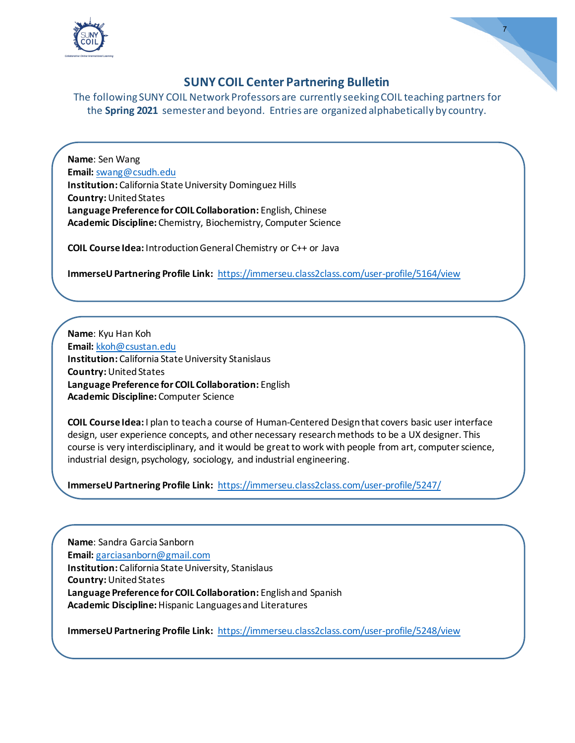## SUNY COIL Center Partnering Bulletin

The following SUNY COIL Network Professors are currently seeking COIL teaching partners for the **Spring 2021** semester and beyond. Entries are organized alphabetically by country.

**Name**: Sen Wang
**Email:** swang@csudh.edu
**Institution:** California State University Dominguez Hills
**Country:** United States
**Language Preference for COIL Collaboration:** English, Chinese
**Academic Discipline:** Chemistry, Biochemistry, Computer Science

**COIL Course Idea:** Introduction General Chemistry or C++ or Java

**ImmerseU Partnering Profile Link:** https://immerseu.class2class.com/user-profile/5164/view

---

**Name**: Kyu Han Koh
**Email:** kkoh@csustan.edu
**Institution:** California State University Stanislaus
**Country:** United States
**Language Preference for COIL Collaboration:** English
**Academic Discipline:** Computer Science

**COIL Course Idea:** I plan to teach a course of Human-Centered Design that covers basic user interface design, user experience concepts, and other necessary research methods to be a UX designer. This course is very interdisciplinary, and it would be great to work with people from art, computer science, industrial design, psychology, sociology, and industrial engineering.

**ImmerseU Partnering Profile Link:** https://immerseu.class2class.com/user-profile/5247/

---

**Name**: Sandra Garcia Sanborn
**Email:** garciasanborn@gmail.com
**Institution:** California State University, Stanislaus
**Country:** United States
**Language Preference for COIL Collaboration:** English and Spanish
**Academic Discipline:** Hispanic Languages and Literatures

**ImmerseU Partnering Profile Link:** https://immerseu.class2class.com/user-profile/5248/view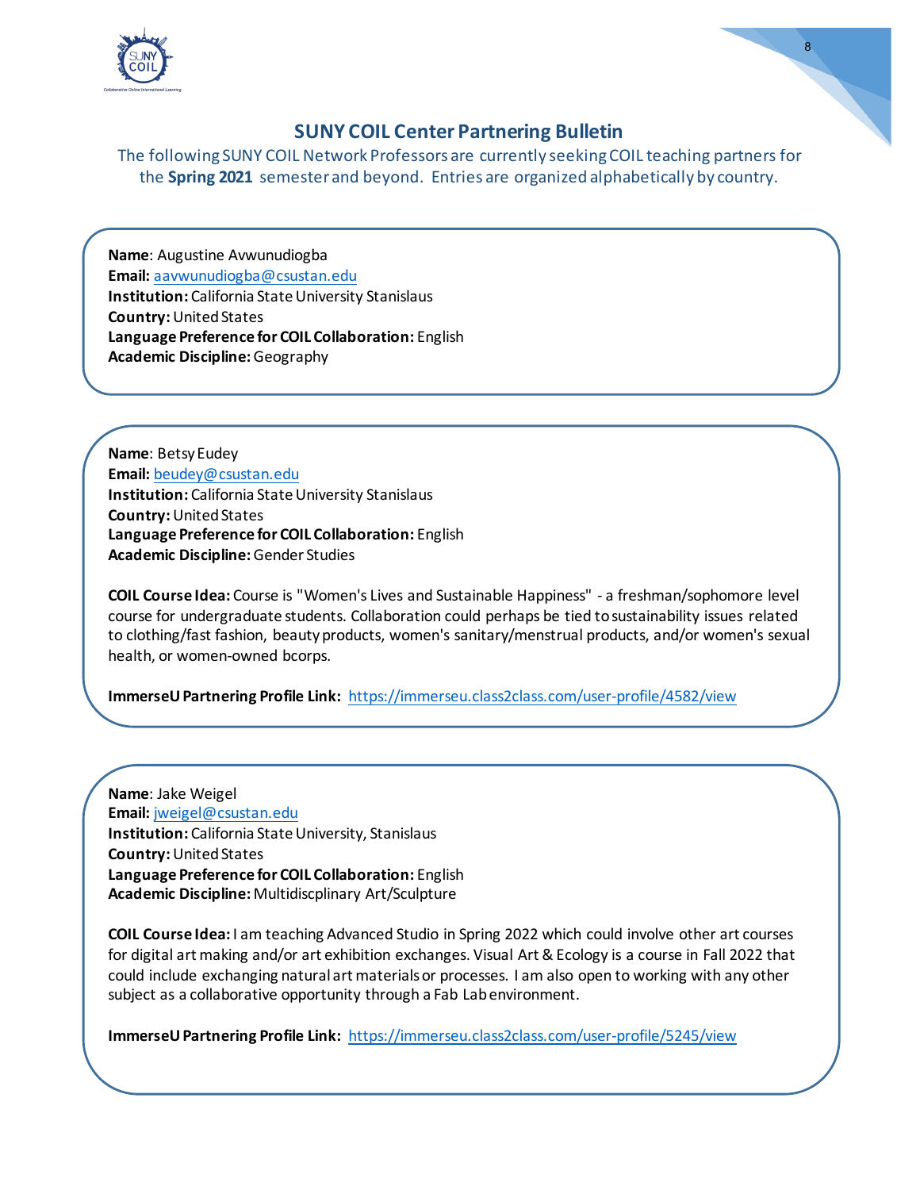## SUNY COIL Center Partnering Bulletin

The following SUNY COIL Network Professors are currently seeking COIL teaching partners for the **Spring 2021** semester and beyond. Entries are organized alphabetically by country.

**Name**: Augustine Avwunudiogba
**Email:** aavwunudiogba@csustan.edu
**Institution:** California State University Stanislaus
**Country:** United States
**Language Preference for COIL Collaboration:** English
**Academic Discipline:** Geography

**Name**: Betsy Eudey
**Email:** beudey@csustan.edu
**Institution:** California State University Stanislaus
**Country:** United States
**Language Preference for COIL Collaboration:** English
**Academic Discipline:** Gender Studies

**COIL Course Idea:** Course is "Women's Lives and Sustainable Happiness" - a freshman/sophomore level course for undergraduate students. Collaboration could perhaps be tied to sustainability issues related to clothing/fast fashion, beauty products, women's sanitary/menstrual products, and/or women's sexual health, or women-owned bcorps.

**ImmerseU Partnering Profile Link:** https://immerseu.class2class.com/user-profile/4582/view

**Name**: Jake Weigel
**Email:** jweigel@csustan.edu
**Institution:** California State University, Stanislaus
**Country:** United States
**Language Preference for COIL Collaboration:** English
**Academic Discipline:** Multidiscplinary Art/Sculpture

**COIL Course Idea:** I am teaching Advanced Studio in Spring 2022 which could involve other art courses for digital art making and/or art exhibition exchanges. Visual Art & Ecology is a course in Fall 2022 that could include exchanging natural art materials or processes. I am also open to working with any other subject as a collaborative opportunity through a Fab Lab environment.

**ImmerseU Partnering Profile Link:** https://immerseu.class2class.com/user-profile/5245/view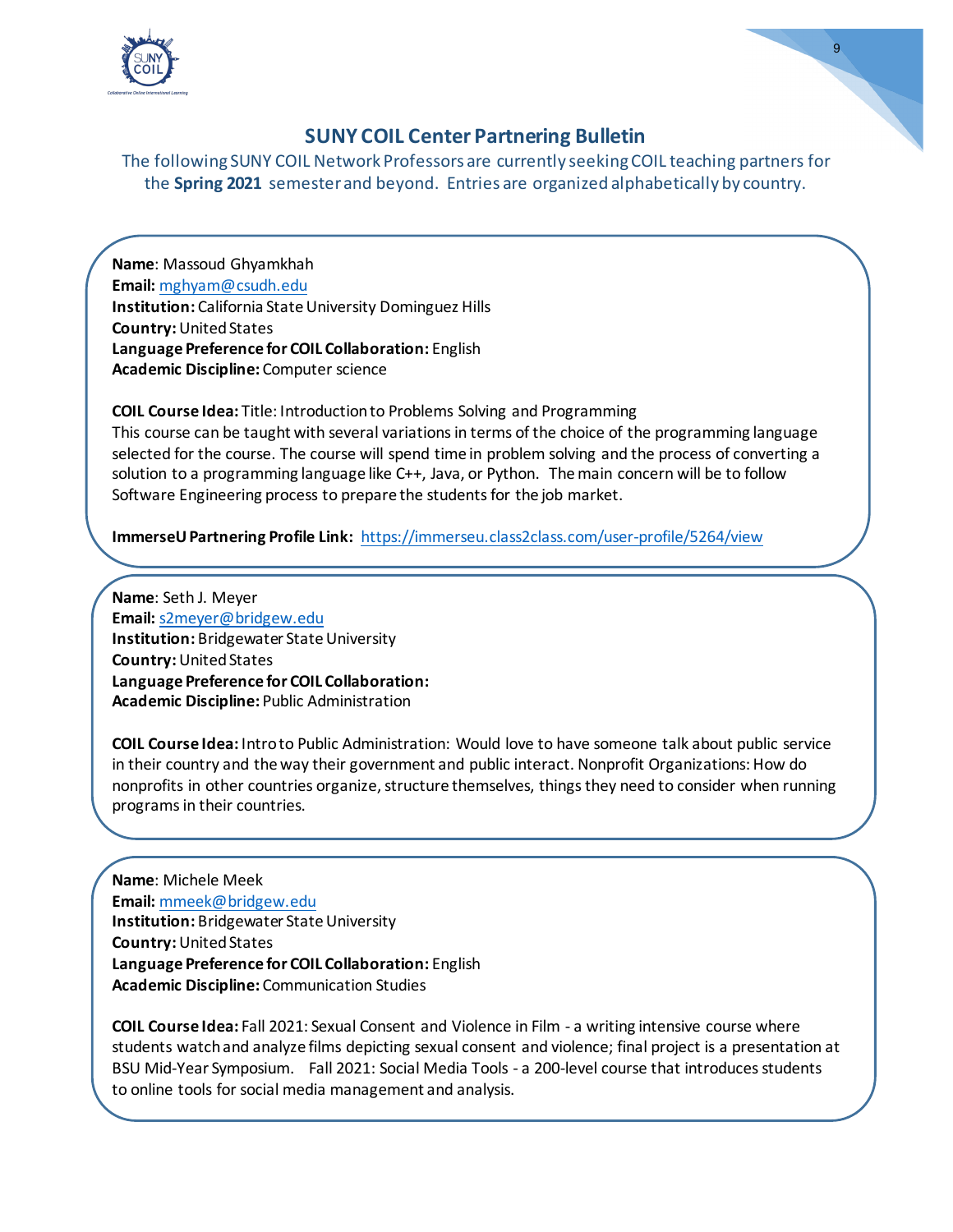## SUNY COIL Center Partnering Bulletin

The following SUNY COIL Network Professors are currently seeking COIL teaching partners for the **Spring 2021** semester and beyond. Entries are organized alphabetically by country.

**Name**: Massoud Ghyamkhah
**Email:** mghyam@csudh.edu
**Institution:** California State University Dominguez Hills
**Country:** United States
**Language Preference for COIL Collaboration:** English
**Academic Discipline:** Computer science

**COIL Course Idea:** Title: Introduction to Problems Solving and Programming
This course can be taught with several variations in terms of the choice of the programming language selected for the course. The course will spend time in problem solving and the process of converting a solution to a programming language like C++, Java, or Python. The main concern will be to follow Software Engineering process to prepare the students for the job market.

**ImmerseU Partnering Profile Link:** https://immerseu.class2class.com/user-profile/5264/view

---

**Name**: Seth J. Meyer
**Email:** s2meyer@bridgew.edu
**Institution:** Bridgewater State University
**Country:** United States
**Language Preference for COIL Collaboration:**
**Academic Discipline:** Public Administration

**COIL Course Idea:** Intro to Public Administration: Would love to have someone talk about public service in their country and the way their government and public interact. Nonprofit Organizations: How do nonprofits in other countries organize, structure themselves, things they need to consider when running programs in their countries.

---

**Name**: Michele Meek
**Email:** mmeek@bridgew.edu
**Institution:** Bridgewater State University
**Country:** United States
**Language Preference for COIL Collaboration:** English
**Academic Discipline:** Communication Studies

**COIL Course Idea:** Fall 2021: Sexual Consent and Violence in Film - a writing intensive course where students watch and analyze films depicting sexual consent and violence; final project is a presentation at BSU Mid-Year Symposium. Fall 2021: Social Media Tools - a 200-level course that introduces students to online tools for social media management and analysis.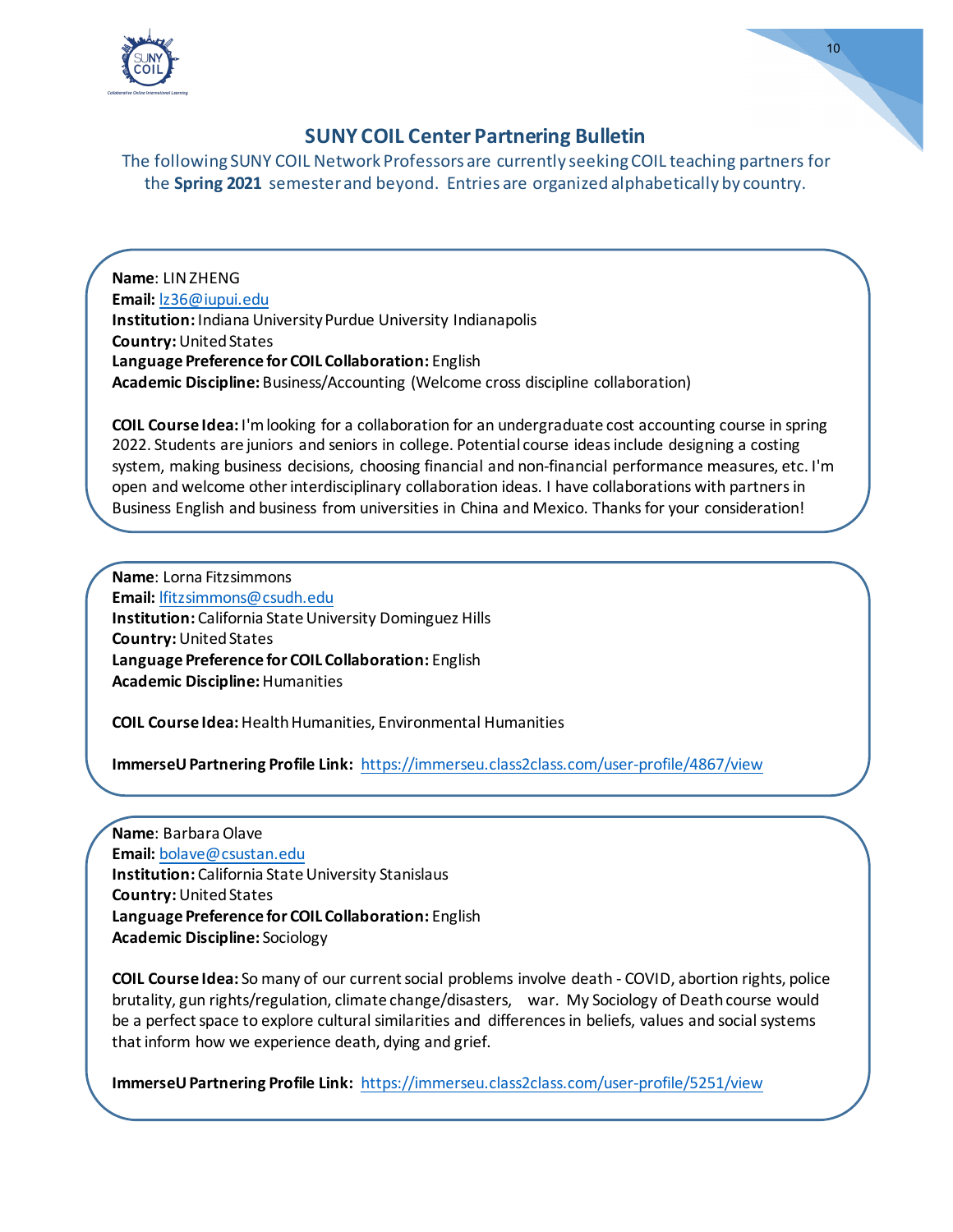## SUNY COIL Center Partnering Bulletin

The following SUNY COIL Network Professors are currently seeking COIL teaching partners for the **Spring 2021** semester and beyond. Entries are organized alphabetically by country.

**Name**: LIN ZHENG
**Email:** lz36@iupui.edu
**Institution:** Indiana University Purdue University Indianapolis
**Country:** United States
**Language Preference for COIL Collaboration:** English
**Academic Discipline:** Business/Accounting (Welcome cross discipline collaboration)

**COIL Course Idea:** I'm looking for a collaboration for an undergraduate cost accounting course in spring 2022. Students are juniors and seniors in college. Potential course ideas include designing a costing system, making business decisions, choosing financial and non-financial performance measures, etc. I'm open and welcome other interdisciplinary collaboration ideas. I have collaborations with partners in Business English and business from universities in China and Mexico. Thanks for your consideration!

---

**Name**: Lorna Fitzsimmons
**Email:** lfitzsimmons@csudh.edu
**Institution:** California State University Dominguez Hills
**Country:** United States
**Language Preference for COIL Collaboration:** English
**Academic Discipline:** Humanities

**COIL Course Idea:** Health Humanities, Environmental Humanities

**ImmerseU Partnering Profile Link:** https://immerseu.class2class.com/user-profile/4867/view

---

**Name**: Barbara Olave
**Email:** bolave@csustan.edu
**Institution:** California State University Stanislaus
**Country:** United States
**Language Preference for COIL Collaboration:** English
**Academic Discipline:** Sociology

**COIL Course Idea:** So many of our current social problems involve death - COVID, abortion rights, police brutality, gun rights/regulation, climate change/disasters, war. My Sociology of Death course would be a perfect space to explore cultural similarities and differences in beliefs, values and social systems that inform how we experience death, dying and grief.

**ImmerseU Partnering Profile Link:** https://immerseu.class2class.com/user-profile/5251/view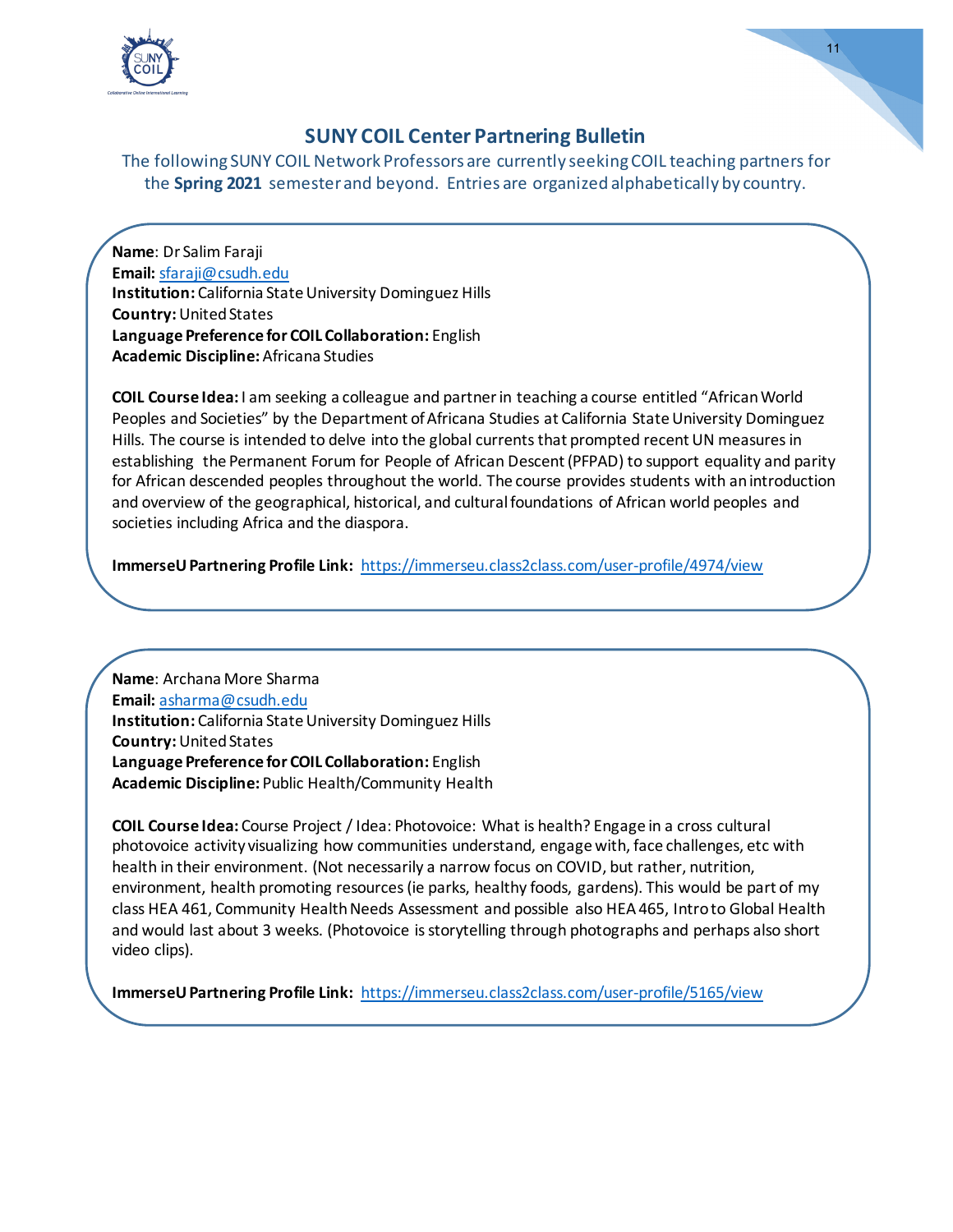## SUNY COIL Center Partnering Bulletin

The following SUNY COIL Network Professors are currently seeking COIL teaching partners for the **Spring 2021** semester and beyond. Entries are organized alphabetically by country.

**Name**: Dr Salim Faraji
**Email:** sfaraji@csudh.edu
**Institution:** California State University Dominguez Hills
**Country:** United States
**Language Preference for COIL Collaboration:** English
**Academic Discipline:** Africana Studies

**COIL Course Idea:** I am seeking a colleague and partner in teaching a course entitled "African World Peoples and Societies" by the Department of Africana Studies at California State University Dominguez Hills. The course is intended to delve into the global currents that prompted recent UN measures in establishing the Permanent Forum for People of African Descent (PFPAD) to support equality and parity for African descended peoples throughout the world. The course provides students with an introduction and overview of the geographical, historical, and cultural foundations of African world peoples and societies including Africa and the diaspora.

**ImmerseU Partnering Profile Link:** https://immerseu.class2class.com/user-profile/4974/view

---

**Name**: Archana More Sharma
**Email:** asharma@csudh.edu
**Institution:** California State University Dominguez Hills
**Country:** United States
**Language Preference for COIL Collaboration:** English
**Academic Discipline:** Public Health/Community Health

**COIL Course Idea:** Course Project / Idea: Photovoice: What is health? Engage in a cross cultural photovoice activity visualizing how communities understand, engage with, face challenges, etc with health in their environment. (Not necessarily a narrow focus on COVID, but rather, nutrition, environment, health promoting resources (ie parks, healthy foods, gardens). This would be part of my class HEA 461, Community Health Needs Assessment and possible also HEA 465, Intro to Global Health and would last about 3 weeks. (Photovoice is storytelling through photographs and perhaps also short video clips).

**ImmerseU Partnering Profile Link:** https://immerseu.class2class.com/user-profile/5165/view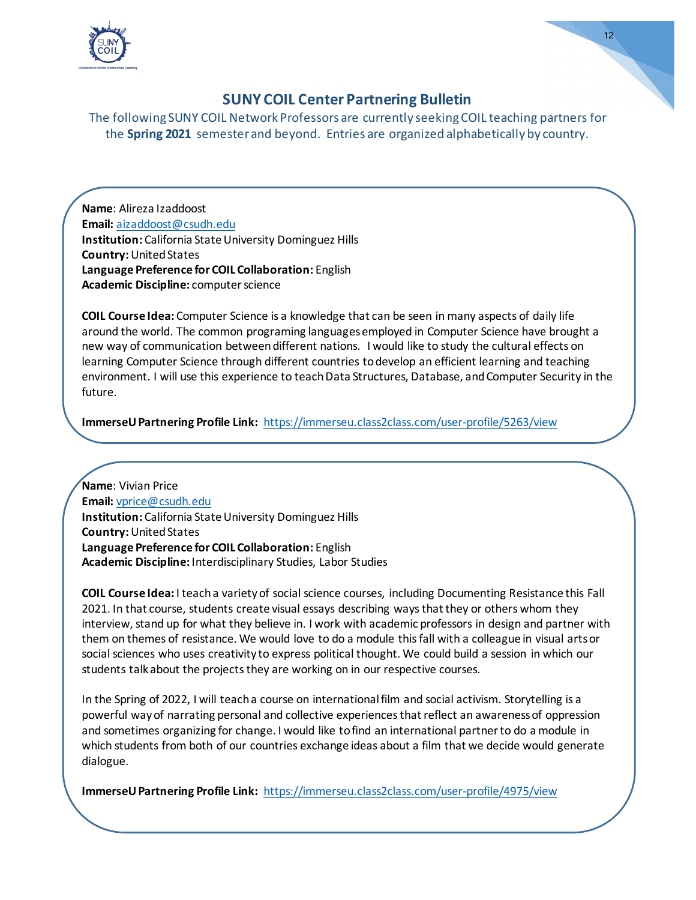## SUNY COIL Center Partnering Bulletin

The following SUNY COIL Network Professors are currently seeking COIL teaching partners for the **Spring 2021** semester and beyond. Entries are organized alphabetically by country.

**Name**: Alireza Izaddoost
**Email:** aizaddoost@csudh.edu
**Institution:** California State University Dominguez Hills
**Country:** United States
**Language Preference for COIL Collaboration:** English
**Academic Discipline:** computer science

**COIL Course Idea:** Computer Science is a knowledge that can be seen in many aspects of daily life around the world. The common programing languages employed in Computer Science have brought a new way of communication between different nations. I would like to study the cultural effects on learning Computer Science through different countries to develop an efficient learning and teaching environment. I will use this experience to teach Data Structures, Database, and Computer Security in the future.

**ImmerseU Partnering Profile Link:** https://immerseu.class2class.com/user-profile/5263/view

**Name**: Vivian Price
**Email:** vprice@csudh.edu
**Institution:** California State University Dominguez Hills
**Country:** United States
**Language Preference for COIL Collaboration:** English
**Academic Discipline:** Interdisciplinary Studies, Labor Studies

**COIL Course Idea:** I teach a variety of social science courses, including Documenting Resistance this Fall 2021. In that course, students create visual essays describing ways that they or others whom they interview, stand up for what they believe in. I work with academic professors in design and partner with them on themes of resistance. We would love to do a module this fall with a colleague in visual arts or social sciences who uses creativity to express political thought. We could build a session in which our students talk about the projects they are working on in our respective courses.

In the Spring of 2022, I will teach a course on international film and social activism. Storytelling is a powerful way of narrating personal and collective experiences that reflect an awareness of oppression and sometimes organizing for change. I would like to find an international partner to do a module in which students from both of our countries exchange ideas about a film that we decide would generate dialogue.

**ImmerseU Partnering Profile Link:** https://immerseu.class2class.com/user-profile/4975/view